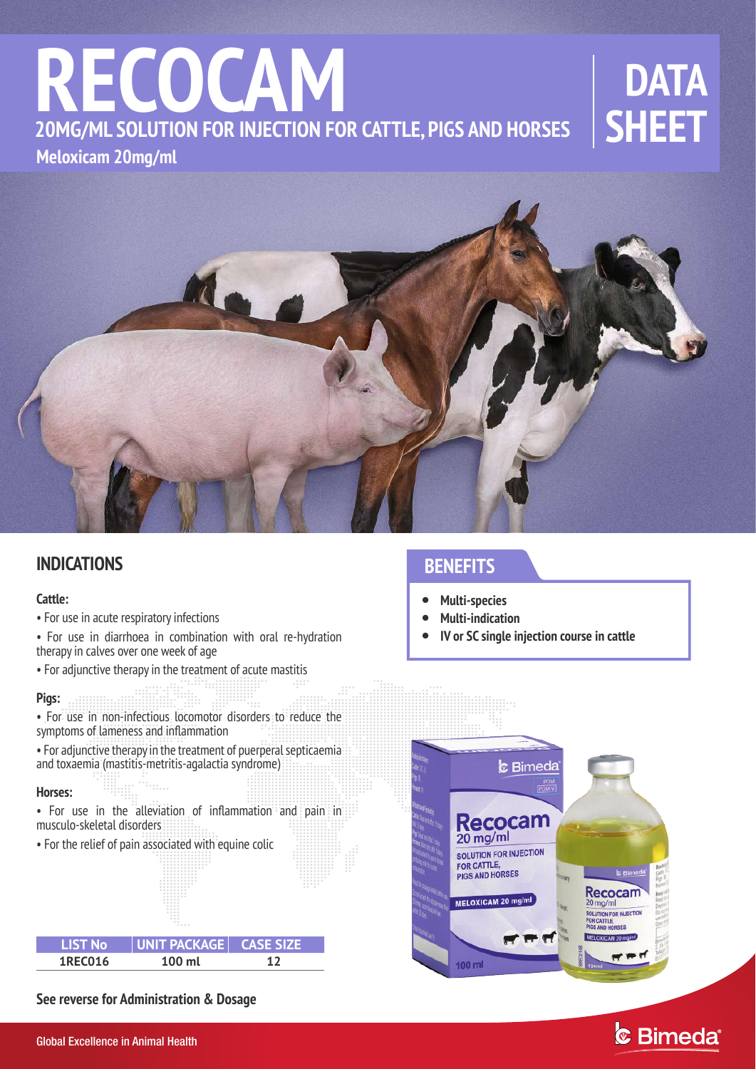# RECOCAM

## 20MG/ML SOLUTION FOR INJECTION FOR CATTLE, PIGS AND HORSES

**Meloxicam 20mg/ml**

# DATA SHEET

## INDICATIONS

**Cattle:**

- For use in acute respiratory infections
- For use in diarrhoea in combination with oral re-hydration therapy in calves over one week of age
- For adjunctive therapy in the treatment of acute mastitis

**Pigs:**

- For use in non-infectious locomotor disorders to reduce the symptoms of lameness and inflammation
- For adjunctive therapy in the treatment of puerperal septicaemia and toxaemia (mastitis-metritis-agalactia syndrome)

**Horses:**

- For use in the alleviation of inflammation and pain in musculo-skeletal disorders
- For the relief of pain associated with equine colic

| LIST No | UNIT PACKAGE | CASE SIZE |
|---|---|---|
| 1REC016 | 100 ml | 12 |

**See reverse for Administration & Dosage**

## BENEFITS

- **Multi-species**
- **Multi-indication**
- **IV or SC single injection course in cattle**

Global Excellence in Animal Health

Bimeda®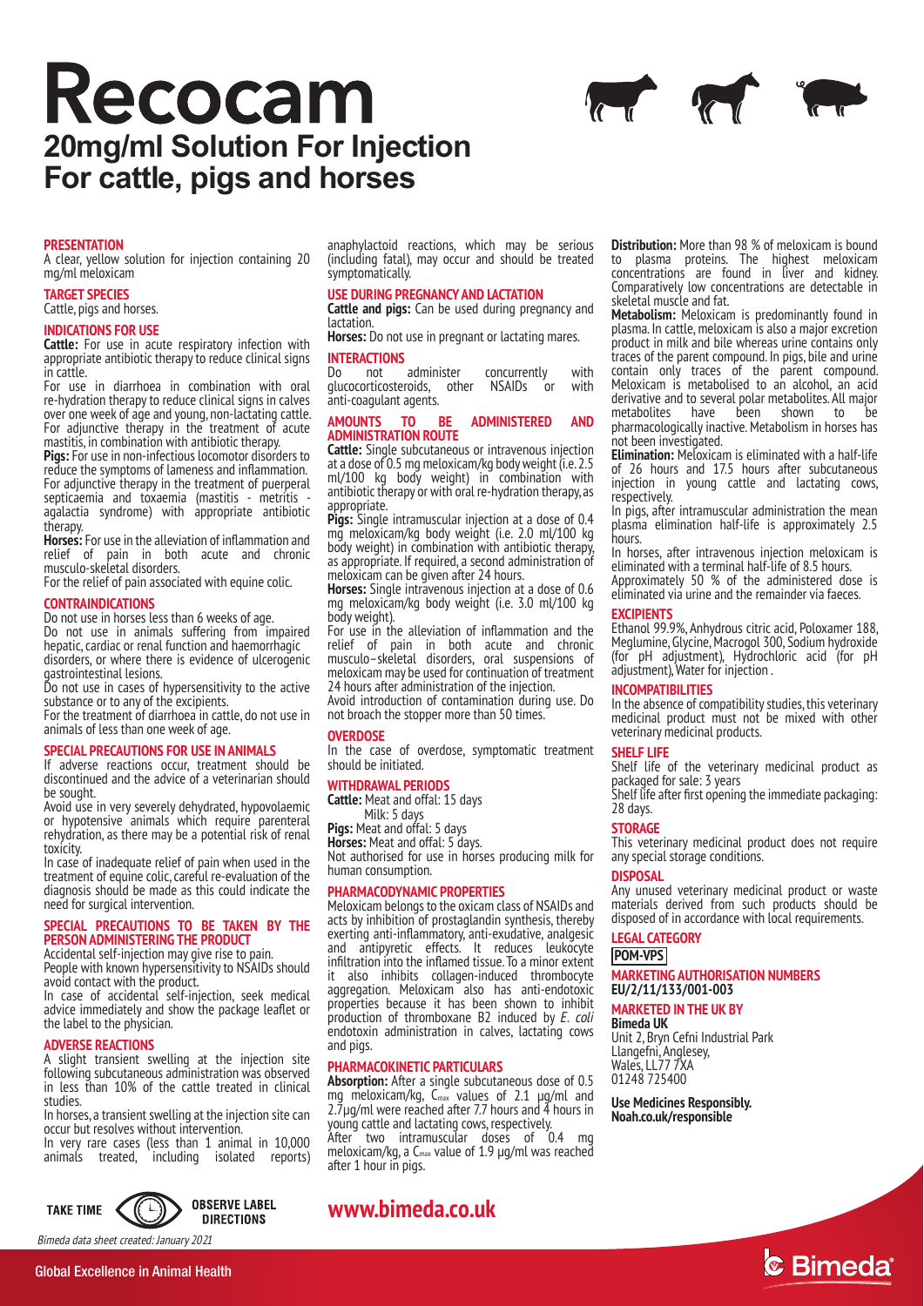# Recocam

## 20mg/ml Solution For Injection
## For cattle, pigs and horses

### PRESENTATION

A clear, yellow solution for injection containing 20 mg/ml meloxicam

### TARGET SPECIES

Cattle, pigs and horses.

### INDICATIONS FOR USE

**Cattle:** For use in acute respiratory infection with appropriate antibiotic therapy to reduce clinical signs in cattle.

For use in diarrhoea in combination with oral re-hydration therapy to reduce clinical signs in calves over one week of age and young, non-lactating cattle.

For adjunctive therapy in the treatment of acute mastitis, in combination with antibiotic therapy.

**Pigs:** For use in non-infectious locomotor disorders to reduce the symptoms of lameness and inflammation.

For adjunctive therapy in the treatment of puerperal septicaemia and toxaemia (mastitis - metritis - agalactia syndrome) with appropriate antibiotic therapy.

**Horses:** For use in the alleviation of inflammation and relief of pain in both acute and chronic musculo-skeletal disorders.

For the relief of pain associated with equine colic.

### CONTRAINDICATIONS

Do not use in horses less than 6 weeks of age.

Do not use in animals suffering from impaired hepatic, cardiac or renal function and haemorrhagic disorders, or where there is evidence of ulcerogenic gastrointestinal lesions.

Do not use in cases of hypersensitivity to the active substance or to any of the excipients.

For the treatment of diarrhoea in cattle, do not use in animals of less than one week of age.

### SPECIAL PRECAUTIONS FOR USE IN ANIMALS

If adverse reactions occur, treatment should be discontinued and the advice of a veterinarian should be sought.

Avoid use in very severely dehydrated, hypovolaemic or hypotensive animals which require parenteral rehydration, as there may be a potential risk of renal toxicity.

In case of inadequate relief of pain when used in the treatment of equine colic, careful re-evaluation of the diagnosis should be made as this could indicate the need for surgical intervention.

### SPECIAL PRECAUTIONS TO BE TAKEN BY THE PERSON ADMINISTERING THE PRODUCT

Accidental self-injection may give rise to pain.

People with known hypersensitivity to NSAIDs should avoid contact with the product.

In case of accidental self-injection, seek medical advice immediately and show the package leaflet or the label to the physician.

### ADVERSE REACTIONS

A slight transient swelling at the injection site following subcutaneous administration was observed in less than 10% of the cattle treated in clinical studies.

In horses, a transient swelling at the injection site can occur but resolves without intervention.

In very rare cases (less than 1 animal in 10,000 animals treated, including isolated reports) anaphylactoid reactions, which may be serious (including fatal), may occur and should be treated symptomatically.

### USE DURING PREGNANCY AND LACTATION

**Cattle and pigs:** Can be used during pregnancy and lactation.

**Horses:** Do not use in pregnant or lactating mares.

### INTERACTIONS

Do not administer concurrently with glucocorticosteroids, other NSAIDs or with anti-coagulant agents.

### AMOUNTS TO BE ADMINISTERED AND ADMINISTRATION ROUTE

**Cattle:** Single subcutaneous or intravenous injection at a dose of 0.5 mg meloxicam/kg body weight (i.e. 2.5 ml/100 kg body weight) in combination with antibiotic therapy or with oral re-hydration therapy, as appropriate.

**Pigs:** Single intramuscular injection at a dose of 0.4 mg meloxicam/kg body weight (i.e. 2.0 ml/100 kg body weight) in combination with antibiotic therapy, as appropriate. If required, a second administration of meloxicam can be given after 24 hours.

**Horses:** Single intravenous injection at a dose of 0.6 mg meloxicam/kg body weight (i.e. 3.0 ml/100 kg body weight).

For use in the alleviation of inflammation and the relief of pain in both acute and chronic musculo–skeletal disorders, oral suspensions of meloxicam may be used for continuation of treatment 24 hours after administration of the injection.

Avoid introduction of contamination during use. Do not broach the stopper more than 50 times.

### OVERDOSE

In the case of overdose, symptomatic treatment should be initiated.

### WITHDRAWAL PERIODS

**Cattle:** Meat and offal: 15 days
Milk: 5 days

**Pigs:** Meat and offal: 5 days

**Horses:** Meat and offal: 5 days.

Not authorised for use in horses producing milk for human consumption.

### PHARMACODYNAMIC PROPERTIES

Meloxicam belongs to the oxicam class of NSAIDs and acts by inhibition of prostaglandin synthesis, thereby exerting anti-inflammatory, anti-exudative, analgesic and antipyretic effects. It reduces leukocyte infiltration into the inflamed tissue. To a minor extent it also inhibits collagen-induced thrombocyte aggregation. Meloxicam also has anti-endotoxic properties because it has been shown to inhibit production of thromboxane B2 induced by *E. coli* endotoxin administration in calves, lactating cows and pigs.

### PHARMACOKINETIC PARTICULARS

**Absorption:** After a single subcutaneous dose of 0.5 mg meloxicam/kg, $C_{max}$ values of 2.1 µg/ml and 2.7µg/ml were reached after 7.7 hours and 4 hours in young cattle and lactating cows, respectively.

After two intramuscular doses of 0.4 mg meloxicam/kg, a $C_{max}$ value of 1.9 µg/ml was reached after 1 hour in pigs.

**Distribution:** More than 98 % of meloxicam is bound to plasma proteins. The highest meloxicam concentrations are found in liver and kidney. Comparatively low concentrations are detectable in skeletal muscle and fat.

**Metabolism:** Meloxicam is predominantly found in plasma. In cattle, meloxicam is also a major excretion product in milk and bile whereas urine contains only traces of the parent compound. In pigs, bile and urine contain only traces of the parent compound. Meloxicam is metabolised to an alcohol, an acid derivative and to several polar metabolites. All major metabolites have been shown to be pharmacologically inactive. Metabolism in horses has not been investigated.

**Elimination:** Meloxicam is eliminated with a half-life of 26 hours and 17.5 hours after subcutaneous injection in young cattle and lactating cows, respectively.

In pigs, after intramuscular administration the mean plasma elimination half-life is approximately 2.5 hours.

In horses, after intravenous injection meloxicam is eliminated with a terminal half-life of 8.5 hours.

Approximately 50 % of the administered dose is eliminated via urine and the remainder via faeces.

### EXCIPIENTS

Ethanol 99.9%, Anhydrous citric acid, Poloxamer 188, Meglumine, Glycine, Macrogol 300, Sodium hydroxide (for pH adjustment), Hydrochloric acid (for pH adjustment), Water for injection .

### INCOMPATIBILITIES

In the absence of compatibility studies, this veterinary medicinal product must not be mixed with other veterinary medicinal products.

### SHELF LIFE

Shelf life of the veterinary medicinal product as packaged for sale: 3 years

Shelf life after first opening the immediate packaging: 28 days.

### STORAGE

This veterinary medicinal product does not require any special storage conditions.

### DISPOSAL

Any unused veterinary medicinal product or waste materials derived from such products should be disposed of in accordance with local requirements.

### LEGAL CATEGORY

POM-VPS

### MARKETING AUTHORISATION NUMBERS

**EU/2/11/133/001-003**

### MARKETED IN THE UK BY

**Bimeda UK**
Unit 2, Bryn Cefni Industrial Park
Llangefni, Anglesey,
Wales, LL77 7XA
01248 725400

**Use Medicines Responsibly.**
**Noah.co.uk/responsible**

TAKE TIME OBSERVE LABEL DIRECTIONS

*Bimeda data sheet created: January 2021*

**www.bimeda.co.uk**

Global Excellence in Animal Health

Bimeda